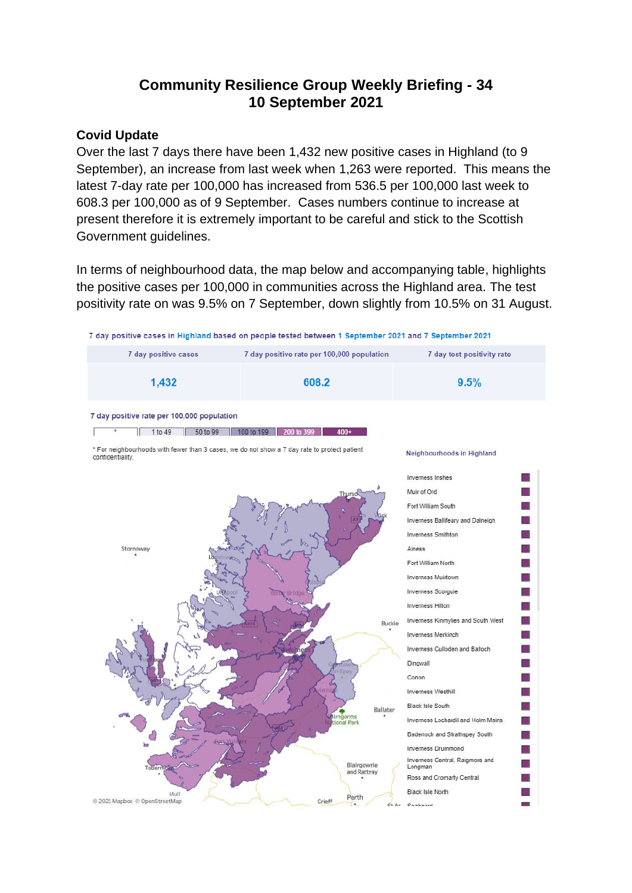# Community Resilience Group Weekly Briefing - 34
# 10 September 2021

## Covid Update

Over the last 7 days there have been 1,432 new positive cases in Highland (to 9 September), an increase from last week when 1,263 were reported. This means the latest 7-day rate per 100,000 has increased from 536.5 per 100,000 last week to 608.3 per 100,000 as of 9 September. Cases numbers continue to increase at present therefore it is extremely important to be careful and stick to the Scottish Government guidelines.

In terms of neighbourhood data, the map below and accompanying table, highlights the positive cases per 100,000 in communities across the Highland area. The test positivity rate on was 9.5% on 7 September, down slightly from 10.5% on 31 August.

7 day positive cases in Highland based on people tested between 1 September 2021 and 7 September 2021

| 7 day positive cases | 7 day positive rate per 100,000 population | 7 day test positivity rate |
|---|---|---|
| 1,432 | 608.2 | 9.5% |

7 day positive rate per 100,000 population

| * | 1 to 49 | 50 to 99 | 100 to 199 | 200 to 399 | 400+ |
|---|---|---|---|---|---|

* For neighbourhoods with fewer than 3 cases, we do not show a 7 day rate to protect patient confidentiality.

Neighbourhoods in Highland

- Inverness Inshes
- Muir of Ord
- Fort William South
- Inverness Ballifeary and Dalneigh
- Inverness Smithton
- Alness
- Fort William North
- Inverness Muirtown
- Inverness Scorguie
- Inverness Hilton
- Inverness Kinmylies and South West
- Inverness Merkinch
- Inverness Culloden and Balloch
- Dingwall
- Conon
- Inverness Westhill
- Black Isle South
- Inverness Lochardil and Holm Mains
- Badenoch and Strathspey South
- Inverness Drummond
- Inverness Central, Raigmore and Longman
- Ross and Cromarty Central
- Black Isle North
- Seaboard

© 2021 Mapbox © OpenStreetMap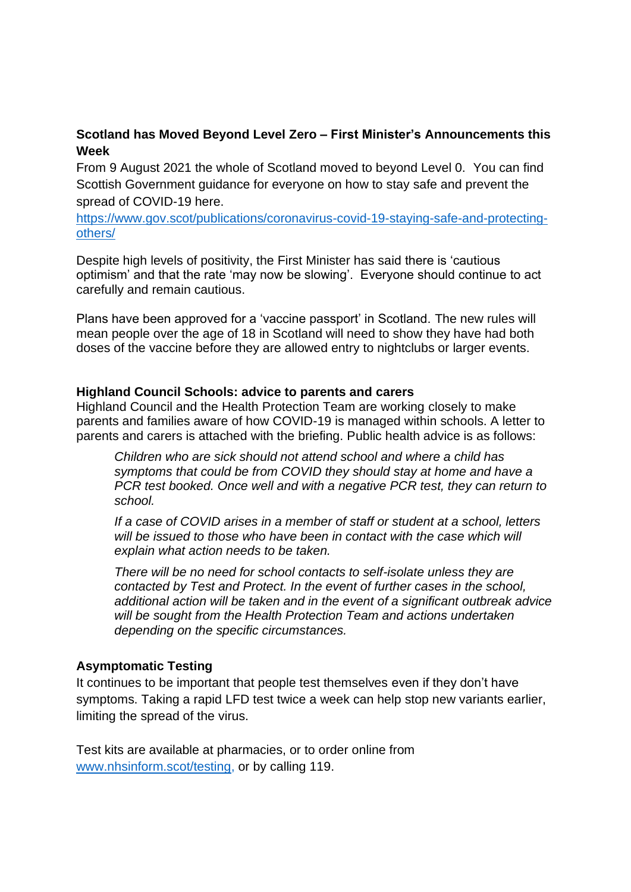**Scotland has Moved Beyond Level Zero – First Minister's Announcements this Week**

From 9 August 2021 the whole of Scotland moved to beyond Level 0. You can find Scottish Government guidance for everyone on how to stay safe and prevent the spread of COVID-19 here.

https://www.gov.scot/publications/coronavirus-covid-19-staying-safe-and-protecting-others/

Despite high levels of positivity, the First Minister has said there is 'cautious optimism' and that the rate 'may now be slowing'. Everyone should continue to act carefully and remain cautious.

Plans have been approved for a 'vaccine passport' in Scotland. The new rules will mean people over the age of 18 in Scotland will need to show they have had both doses of the vaccine before they are allowed entry to nightclubs or larger events.

**Highland Council Schools: advice to parents and carers**

Highland Council and the Health Protection Team are working closely to make parents and families aware of how COVID-19 is managed within schools. A letter to parents and carers is attached with the briefing. Public health advice is as follows:

> *Children who are sick should not attend school and where a child has symptoms that could be from COVID they should stay at home and have a PCR test booked. Once well and with a negative PCR test, they can return to school.*
>
> *If a case of COVID arises in a member of staff or student at a school, letters will be issued to those who have been in contact with the case which will explain what action needs to be taken.*
>
> *There will be no need for school contacts to self-isolate unless they are contacted by Test and Protect. In the event of further cases in the school, additional action will be taken and in the event of a significant outbreak advice will be sought from the Health Protection Team and actions undertaken depending on the specific circumstances.*

**Asymptomatic Testing**

It continues to be important that people test themselves even if they don't have symptoms. Taking a rapid LFD test twice a week can help stop new variants earlier, limiting the spread of the virus.

Test kits are available at pharmacies, or to order online from www.nhsinform.scot/testing, or by calling 119.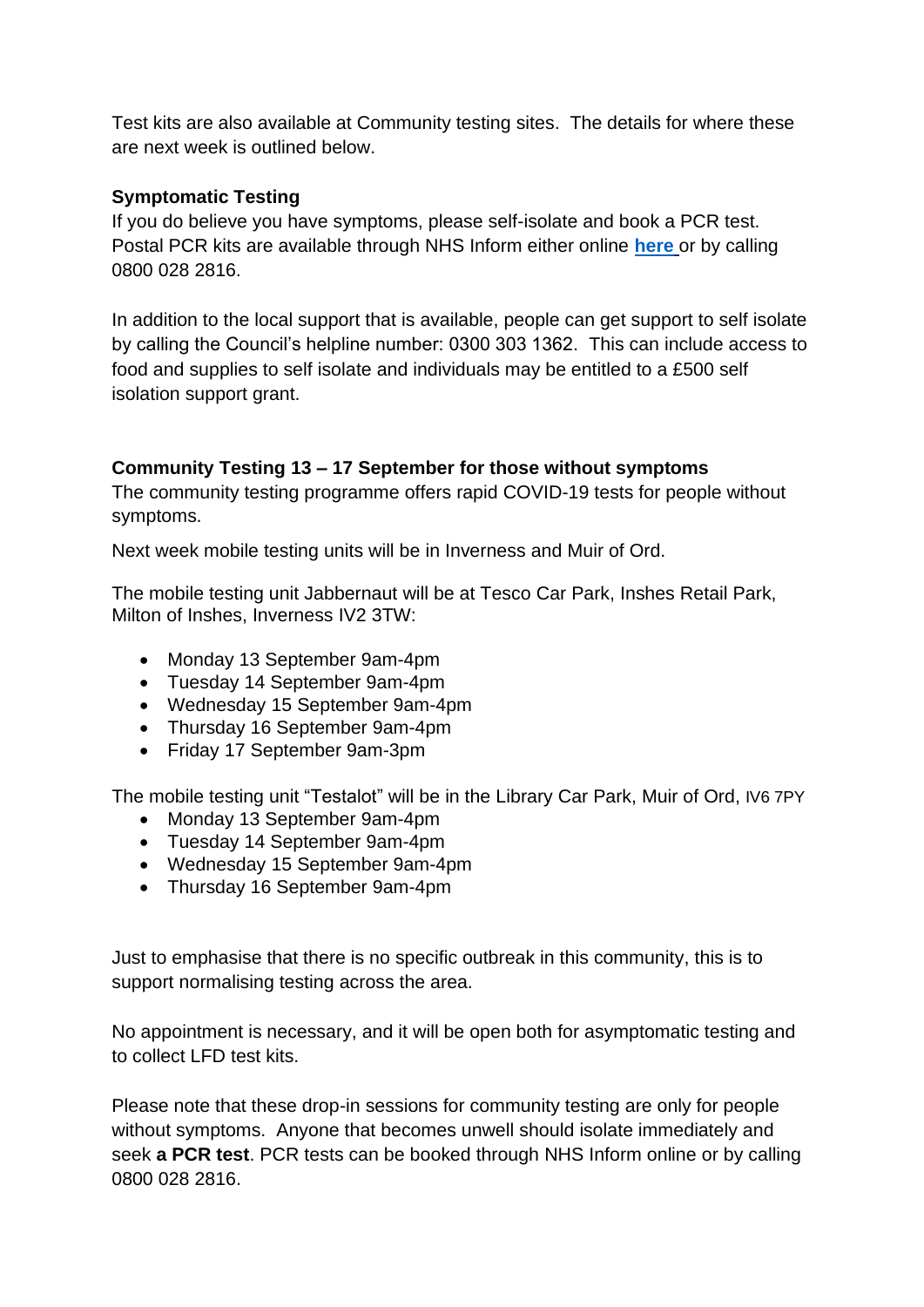Test kits are also available at Community testing sites. The details for where these are next week is outlined below.

**Symptomatic Testing**

If you do believe you have symptoms, please self-isolate and book a PCR test. Postal PCR kits are available through NHS Inform either online **here** or by calling 0800 028 2816.

In addition to the local support that is available, people can get support to self isolate by calling the Council's helpline number: 0300 303 1362. This can include access to food and supplies to self isolate and individuals may be entitled to a £500 self isolation support grant.

**Community Testing 13 – 17 September for those without symptoms**

The community testing programme offers rapid COVID-19 tests for people without symptoms.

Next week mobile testing units will be in Inverness and Muir of Ord.

The mobile testing unit Jabbernaut will be at Tesco Car Park, Inshes Retail Park, Milton of Inshes, Inverness IV2 3TW:

- Monday 13 September 9am-4pm
- Tuesday 14 September 9am-4pm
- Wednesday 15 September 9am-4pm
- Thursday 16 September 9am-4pm
- Friday 17 September 9am-3pm

The mobile testing unit "Testalot" will be in the Library Car Park, Muir of Ord, IV6 7PY

- Monday 13 September 9am-4pm
- Tuesday 14 September 9am-4pm
- Wednesday 15 September 9am-4pm
- Thursday 16 September 9am-4pm

Just to emphasise that there is no specific outbreak in this community, this is to support normalising testing across the area.

No appointment is necessary, and it will be open both for asymptomatic testing and to collect LFD test kits.

Please note that these drop-in sessions for community testing are only for people without symptoms. Anyone that becomes unwell should isolate immediately and seek **a PCR test**. PCR tests can be booked through NHS Inform online or by calling 0800 028 2816.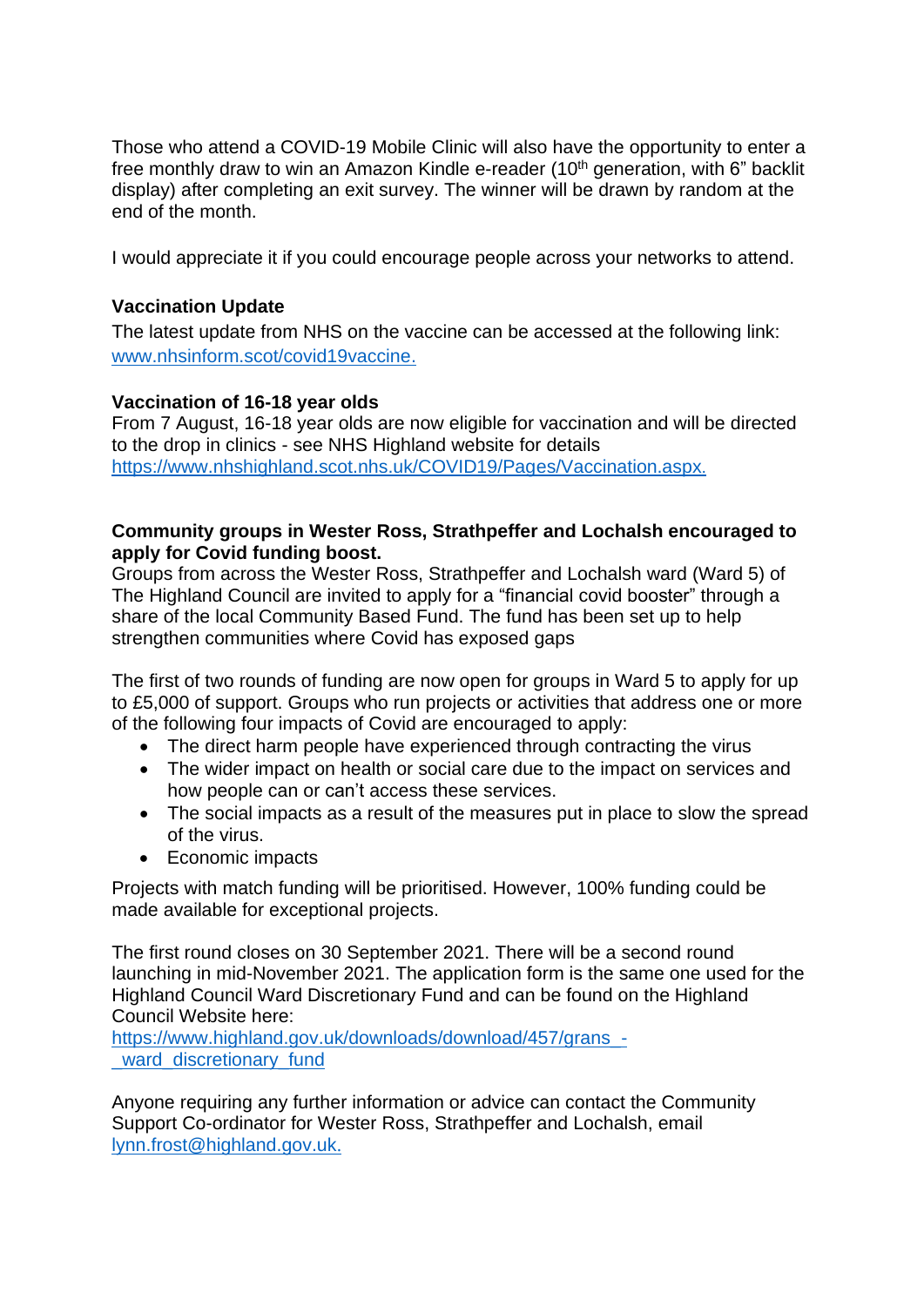Those who attend a COVID-19 Mobile Clinic will also have the opportunity to enter a free monthly draw to win an Amazon Kindle e-reader (10th generation, with 6" backlit display) after completing an exit survey. The winner will be drawn by random at the end of the month.

I would appreciate it if you could encourage people across your networks to attend.

**Vaccination Update**

The latest update from NHS on the vaccine can be accessed at the following link: www.nhsinform.scot/covid19vaccine.

**Vaccination of 16-18 year olds**

From 7 August, 16-18 year olds are now eligible for vaccination and will be directed to the drop in clinics - see NHS Highland website for details https://www.nhshighland.scot.nhs.uk/COVID19/Pages/Vaccination.aspx.

**Community groups in Wester Ross, Strathpeffer and Lochalsh encouraged to apply for Covid funding boost.**

Groups from across the Wester Ross, Strathpeffer and Lochalsh ward (Ward 5) of The Highland Council are invited to apply for a "financial covid booster" through a share of the local Community Based Fund. The fund has been set up to help strengthen communities where Covid has exposed gaps

The first of two rounds of funding are now open for groups in Ward 5 to apply for up to £5,000 of support. Groups who run projects or activities that address one or more of the following four impacts of Covid are encouraged to apply:

- The direct harm people have experienced through contracting the virus
- The wider impact on health or social care due to the impact on services and how people can or can't access these services.
- The social impacts as a result of the measures put in place to slow the spread of the virus.
- Economic impacts

Projects with match funding will be prioritised. However, 100% funding could be made available for exceptional projects.

The first round closes on 30 September 2021. There will be a second round launching in mid-November 2021. The application form is the same one used for the Highland Council Ward Discretionary Fund and can be found on the Highland Council Website here:
https://www.highland.gov.uk/downloads/download/457/grans_-_ward_discretionary_fund

Anyone requiring any further information or advice can contact the Community Support Co-ordinator for Wester Ross, Strathpeffer and Lochalsh, email lynn.frost@highland.gov.uk.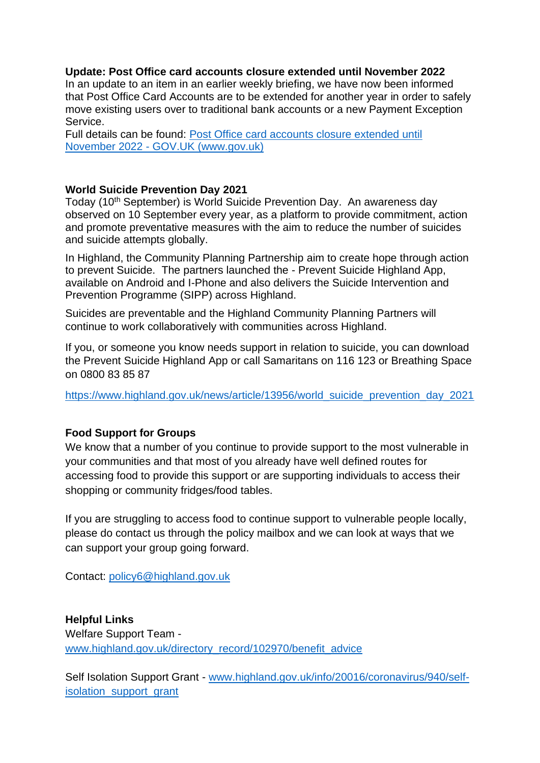**Update: Post Office card accounts closure extended until November 2022**

In an update to an item in an earlier weekly briefing, we have now been informed that Post Office Card Accounts are to be extended for another year in order to safely move existing users over to traditional bank accounts or a new Payment Exception Service.

Full details can be found: [Post Office card accounts closure extended until November 2022 - GOV.UK (www.gov.uk)]

**World Suicide Prevention Day 2021**

Today (10th September) is World Suicide Prevention Day. An awareness day observed on 10 September every year, as a platform to provide commitment, action and promote preventative measures with the aim to reduce the number of suicides and suicide attempts globally.

In Highland, the Community Planning Partnership aim to create hope through action to prevent Suicide. The partners launched the - Prevent Suicide Highland App, available on Android and I-Phone and also delivers the Suicide Intervention and Prevention Programme (SIPP) across Highland.

Suicides are preventable and the Highland Community Planning Partners will continue to work collaboratively with communities across Highland.

If you, or someone you know needs support in relation to suicide, you can download the Prevent Suicide Highland App or call Samaritans on 116 123 or Breathing Space on 0800 83 85 87

https://www.highland.gov.uk/news/article/13956/world_suicide_prevention_day_2021

**Food Support for Groups**

We know that a number of you continue to provide support to the most vulnerable in your communities and that most of you already have well defined routes for accessing food to provide this support or are supporting individuals to access their shopping or community fridges/food tables.

If you are struggling to access food to continue support to vulnerable people locally, please do contact us through the policy mailbox and we can look at ways that we can support your group going forward.

Contact: policy6@highland.gov.uk

**Helpful Links**

Welfare Support Team - www.highland.gov.uk/directory_record/102970/benefit_advice

Self Isolation Support Grant - www.highland.gov.uk/info/20016/coronavirus/940/self-isolation_support_grant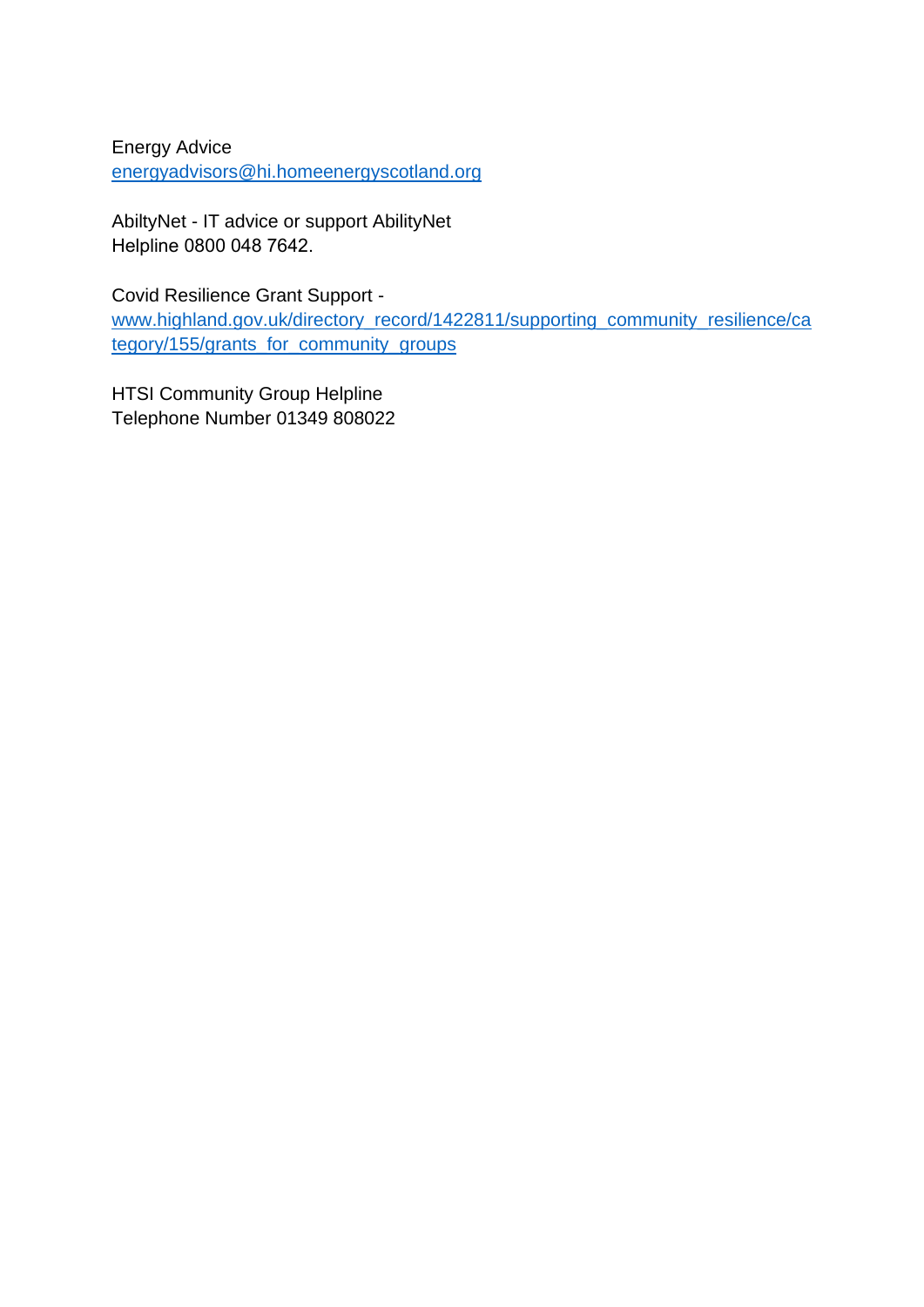Energy Advice
energyadvisors@hi.homeenergyscotland.org

AbiltyNet - IT advice or support AbilityNet
Helpline 0800 048 7642.

Covid Resilience Grant Support -
www.highland.gov.uk/directory_record/1422811/supporting_community_resilience/category/155/grants_for_community_groups

HTSI Community Group Helpline
Telephone Number 01349 808022